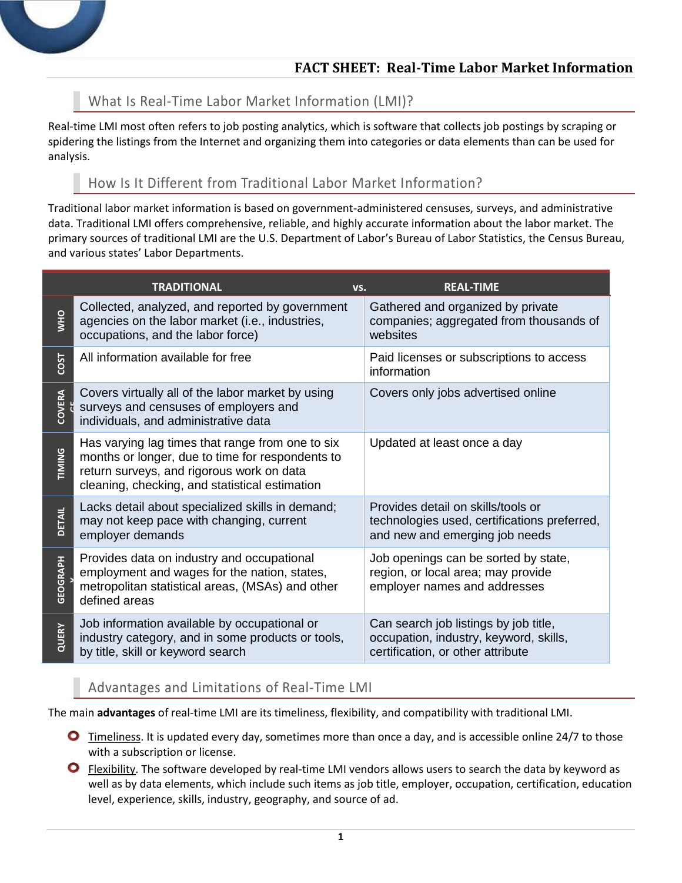# FACT SHEET: Real-Time Labor Market Information

## What Is Real-Time Labor Market Information (LMI)?

Real-time LMI most often refers to job posting analytics, which is software that collects job postings by scraping or spidering the listings from the Internet and organizing them into categories or data elements than can be used for analysis.

## How Is It Different from Traditional Labor Market Information?

Traditional labor market information is based on government-administered censuses, surveys, and administrative data. Traditional LMI offers comprehensive, reliable, and highly accurate information about the labor market. The primary sources of traditional LMI are the U.S. Department of Labor's Bureau of Labor Statistics, the Census Bureau, and various states' Labor Departments.

| | TRADITIONAL vs. | REAL-TIME |
|---|---|---|
| WHO | Collected, analyzed, and reported by government agencies on the labor market (i.e., industries, occupations, and the labor force) | Gathered and organized by private companies; aggregated from thousands of websites |
| COST | All information available for free | Paid licenses or subscriptions to access information |
| COVERAGE | Covers virtually all of the labor market by using surveys and censuses of employers and individuals, and administrative data | Covers only jobs advertised online |
| TIMING | Has varying lag times that range from one to six months or longer, due to time for respondents to return surveys, and rigorous work on data cleaning, checking, and statistical estimation | Updated at least once a day |
| DETAIL | Lacks detail about specialized skills in demand; may not keep pace with changing, current employer demands | Provides detail on skills/tools or technologies used, certifications preferred, and new and emerging job needs |
| GEOGRAPHY | Provides data on industry and occupational employment and wages for the nation, states, metropolitan statistical areas, (MSAs) and other defined areas | Job openings can be sorted by state, region, or local area; may provide employer names and addresses |
| QUERY | Job information available by occupational or industry category, and in some products or tools, by title, skill or keyword search | Can search job listings by job title, occupation, industry, keyword, skills, certification, or other attribute |

## Advantages and Limitations of Real-Time LMI

The main **advantages** of real-time LMI are its timeliness, flexibility, and compatibility with traditional LMI.

- Timeliness. It is updated every day, sometimes more than once a day, and is accessible online 24/7 to those with a subscription or license.
- Flexibility. The software developed by real-time LMI vendors allows users to search the data by keyword as well as by data elements, which include such items as job title, employer, occupation, certification, education level, experience, skills, industry, geography, and source of ad.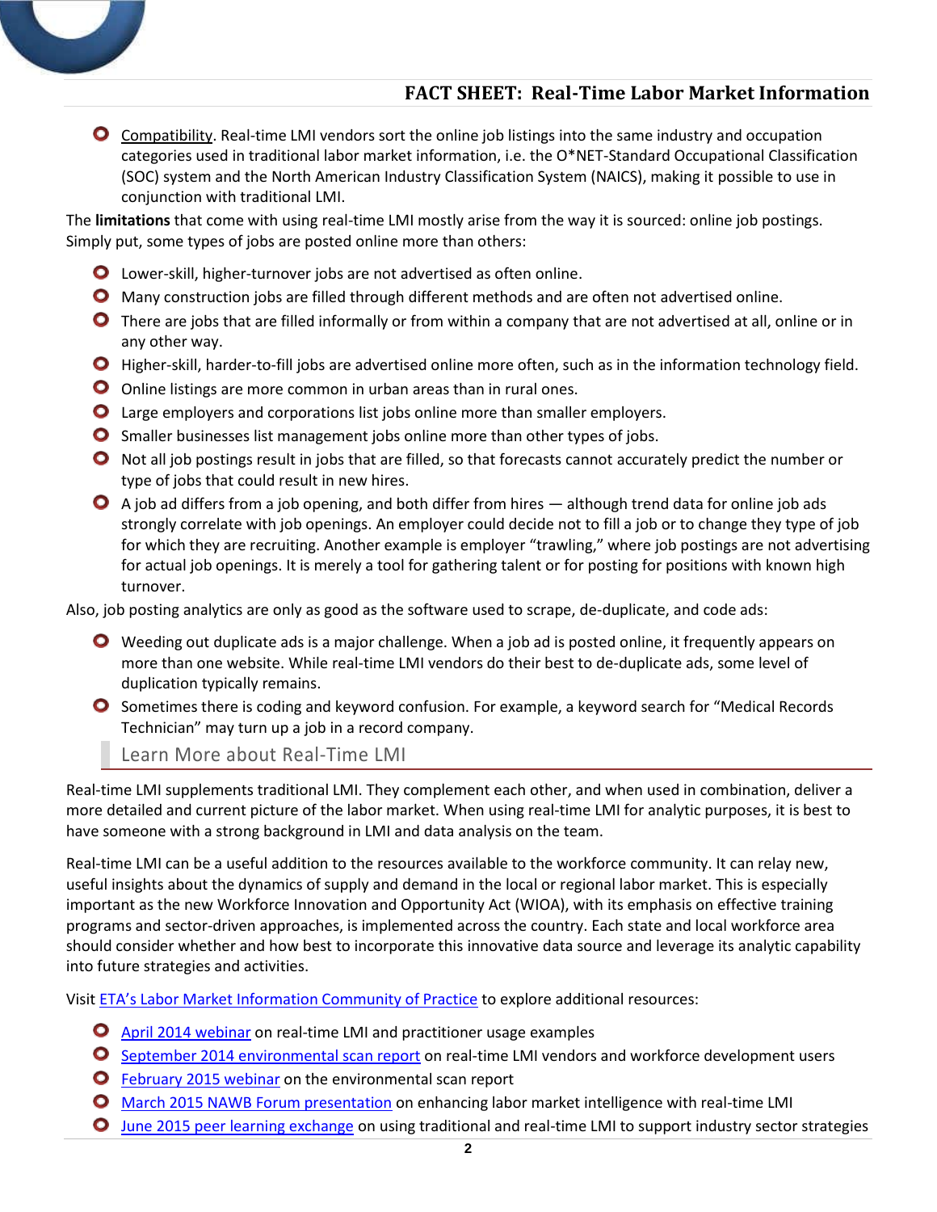- Compatibility. Real-time LMI vendors sort the online job listings into the same industry and occupation categories used in traditional labor market information, i.e. the O*NET-Standard Occupational Classification (SOC) system and the North American Industry Classification System (NAICS), making it possible to use in conjunction with traditional LMI.

The **limitations** that come with using real-time LMI mostly arise from the way it is sourced: online job postings. Simply put, some types of jobs are posted online more than others:

- Lower-skill, higher-turnover jobs are not advertised as often online.
- Many construction jobs are filled through different methods and are often not advertised online.
- There are jobs that are filled informally or from within a company that are not advertised at all, online or in any other way.
- Higher-skill, harder-to-fill jobs are advertised online more often, such as in the information technology field.
- Online listings are more common in urban areas than in rural ones.
- Large employers and corporations list jobs online more than smaller employers.
- Smaller businesses list management jobs online more than other types of jobs.
- Not all job postings result in jobs that are filled, so that forecasts cannot accurately predict the number or type of jobs that could result in new hires.
- A job ad differs from a job opening, and both differ from hires — although trend data for online job ads strongly correlate with job openings. An employer could decide not to fill a job or to change they type of job for which they are recruiting. Another example is employer "trawling," where job postings are not advertising for actual job openings. It is merely a tool for gathering talent or for posting for positions with known high turnover.

Also, job posting analytics are only as good as the software used to scrape, de-duplicate, and code ads:

- Weeding out duplicate ads is a major challenge. When a job ad is posted online, it frequently appears on more than one website. While real-time LMI vendors do their best to de-duplicate ads, some level of duplication typically remains.
- Sometimes there is coding and keyword confusion. For example, a keyword search for "Medical Records Technician" may turn up a job in a record company.

## Learn More about Real-Time LMI

Real-time LMI supplements traditional LMI. They complement each other, and when used in combination, deliver a more detailed and current picture of the labor market. When using real-time LMI for analytic purposes, it is best to have someone with a strong background in LMI and data analysis on the team.

Real-time LMI can be a useful addition to the resources available to the workforce community. It can relay new, useful insights about the dynamics of supply and demand in the local or regional labor market. This is especially important as the new Workforce Innovation and Opportunity Act (WIOA), with its emphasis on effective training programs and sector-driven approaches, is implemented across the country. Each state and local workforce area should consider whether and how best to incorporate this innovative data source and leverage its analytic capability into future strategies and activities.

Visit ETA's Labor Market Information Community of Practice to explore additional resources:

- April 2014 webinar on real-time LMI and practitioner usage examples
- September 2014 environmental scan report on real-time LMI vendors and workforce development users
- February 2015 webinar on the environmental scan report
- March 2015 NAWB Forum presentation on enhancing labor market intelligence with real-time LMI
- June 2015 peer learning exchange on using traditional and real-time LMI to support industry sector strategies